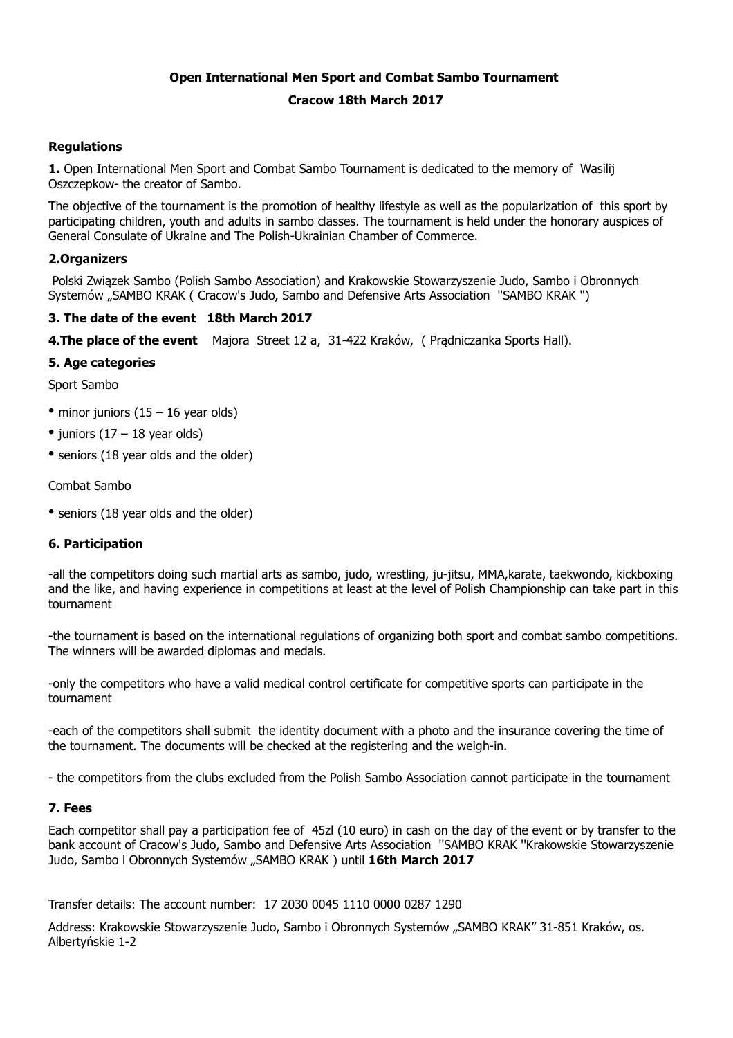**Open International Men Sport and Combat Sambo Tournament**

**Cracow 18th March 2017**

## Regulations

**1.** Open International Men Sport and Combat Sambo Tournament is dedicated to the memory of Wasilij Oszczepkow- the creator of Sambo.

The objective of the tournament is the promotion of healthy lifestyle as well as the popularization of this sport by participating children, youth and adults in sambo classes. The tournament is held under the honorary auspices of General Consulate of Ukraine and The Polish-Ukrainian Chamber of Commerce.

### 2.Organizers

Polski Związek Sambo (Polish Sambo Association) and Krakowskie Stowarzyszenie Judo, Sambo i Obronnych Systemów „SAMBO KRAK ( Cracow's Judo, Sambo and Defensive Arts Association ''SAMBO KRAK '')

### 3. The date of the event 18th March 2017

**4.The place of the event** Majora Street 12 a, 31-422 Kraków, ( Prądniczanka Sports Hall).

### 5. Age categories

Sport Sambo

- minor juniors (15 – 16 year olds)
- juniors (17 – 18 year olds)
- seniors (18 year olds and the older)

Combat Sambo

- seniors (18 year olds and the older)

### 6. Participation

-all the competitors doing such martial arts as sambo, judo, wrestling, ju-jitsu, MMA,karate, taekwondo, kickboxing and the like, and having experience in competitions at least at the level of Polish Championship can take part in this tournament

-the tournament is based on the international regulations of organizing both sport and combat sambo competitions. The winners will be awarded diplomas and medals.

-only the competitors who have a valid medical control certificate for competitive sports can participate in the tournament

-each of the competitors shall submit the identity document with a photo and the insurance covering the time of the tournament. The documents will be checked at the registering and the weigh-in.

- the competitors from the clubs excluded from the Polish Sambo Association cannot participate in the tournament

### 7. Fees

Each competitor shall pay a participation fee of 45zl (10 euro) in cash on the day of the event or by transfer to the bank account of Cracow's Judo, Sambo and Defensive Arts Association ''SAMBO KRAK ''Krakowskie Stowarzyszenie Judo, Sambo i Obronnych Systemów „SAMBO KRAK ) until **16th March 2017**

Transfer details: The account number: 17 2030 0045 1110 0000 0287 1290

Address: Krakowskie Stowarzyszenie Judo, Sambo i Obronnych Systemów „SAMBO KRAK" 31-851 Kraków, os. Albertyńskie 1-2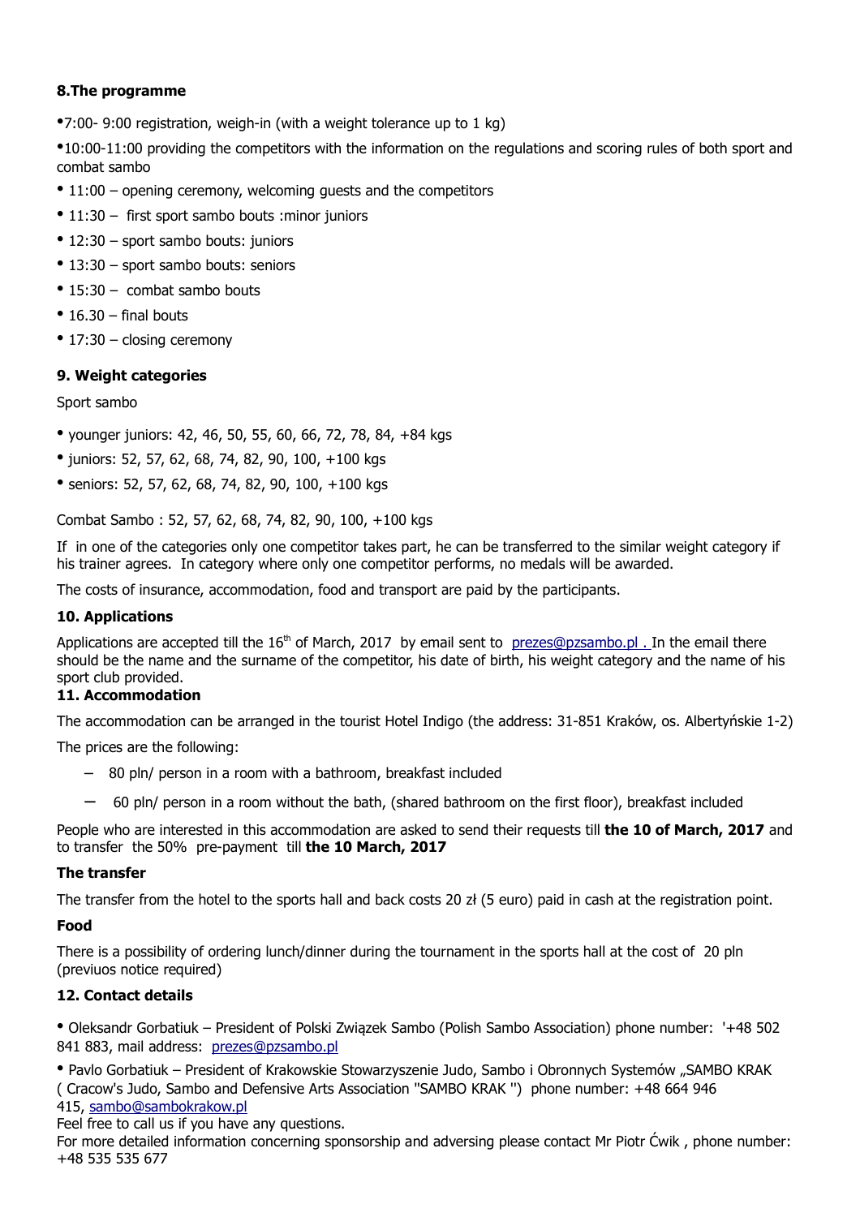## 8.The programme

- 7:00- 9:00 registration, weigh-in (with a weight tolerance up to 1 kg)
- 10:00-11:00 providing the competitors with the information on the regulations and scoring rules of both sport and combat sambo
- 11:00 – opening ceremony, welcoming guests and the competitors
- 11:30 – first sport sambo bouts :minor juniors
- 12:30 – sport sambo bouts: juniors
- 13:30 – sport sambo bouts: seniors
- 15:30 – combat sambo bouts
- 16.30 – final bouts
- 17:30 – closing ceremony

## 9. Weight categories

Sport sambo

- younger juniors: 42, 46, 50, 55, 60, 66, 72, 78, 84, +84 kgs
- juniors: 52, 57, 62, 68, 74, 82, 90, 100, +100 kgs
- seniors: 52, 57, 62, 68, 74, 82, 90, 100, +100 kgs

Combat Sambo : 52, 57, 62, 68, 74, 82, 90, 100, +100 kgs

If in one of the categories only one competitor takes part, he can be transferred to the similar weight category if his trainer agrees. In category where only one competitor performs, no medals will be awarded.

The costs of insurance, accommodation, food and transport are paid by the participants.

## 10. Applications

Applications are accepted till the 16th of March, 2017 by email sent to prezes@pzsambo.pl . In the email there should be the name and the surname of the competitor, his date of birth, his weight category and the name of his sport club provided.

## 11. Accommodation

The accommodation can be arranged in the tourist Hotel Indigo (the address: 31-851 Kraków, os. Albertyńskie 1-2)

The prices are the following:

- 80 pln/ person in a room with a bathroom, breakfast included
- 60 pln/ person in a room without the bath, (shared bathroom on the first floor), breakfast included

People who are interested in this accommodation are asked to send their requests till **the 10 of March, 2017** and to transfer the 50% pre-payment till **the 10 March, 2017**

### The transfer

The transfer from the hotel to the sports hall and back costs 20 zł (5 euro) paid in cash at the registration point.

### Food

There is a possibility of ordering lunch/dinner during the tournament in the sports hall at the cost of 20 pln (previuos notice required)

## 12. Contact details

- Oleksandr Gorbatiuk – President of Polski Związek Sambo (Polish Sambo Association) phone number: '+48 502 841 883, mail address: prezes@pzsambo.pl
- Pavlo Gorbatiuk – President of Krakowskie Stowarzyszenie Judo, Sambo i Obronnych Systemów „SAMBO KRAK ( Cracow's Judo, Sambo and Defensive Arts Association "SAMBO KRAK '') phone number: +48 664 946 415, sambo@sambokrakow.pl

Feel free to call us if you have any questions.

For more detailed information concerning sponsorship and adversing please contact Mr Piotr Ćwik , phone number: +48 535 535 677